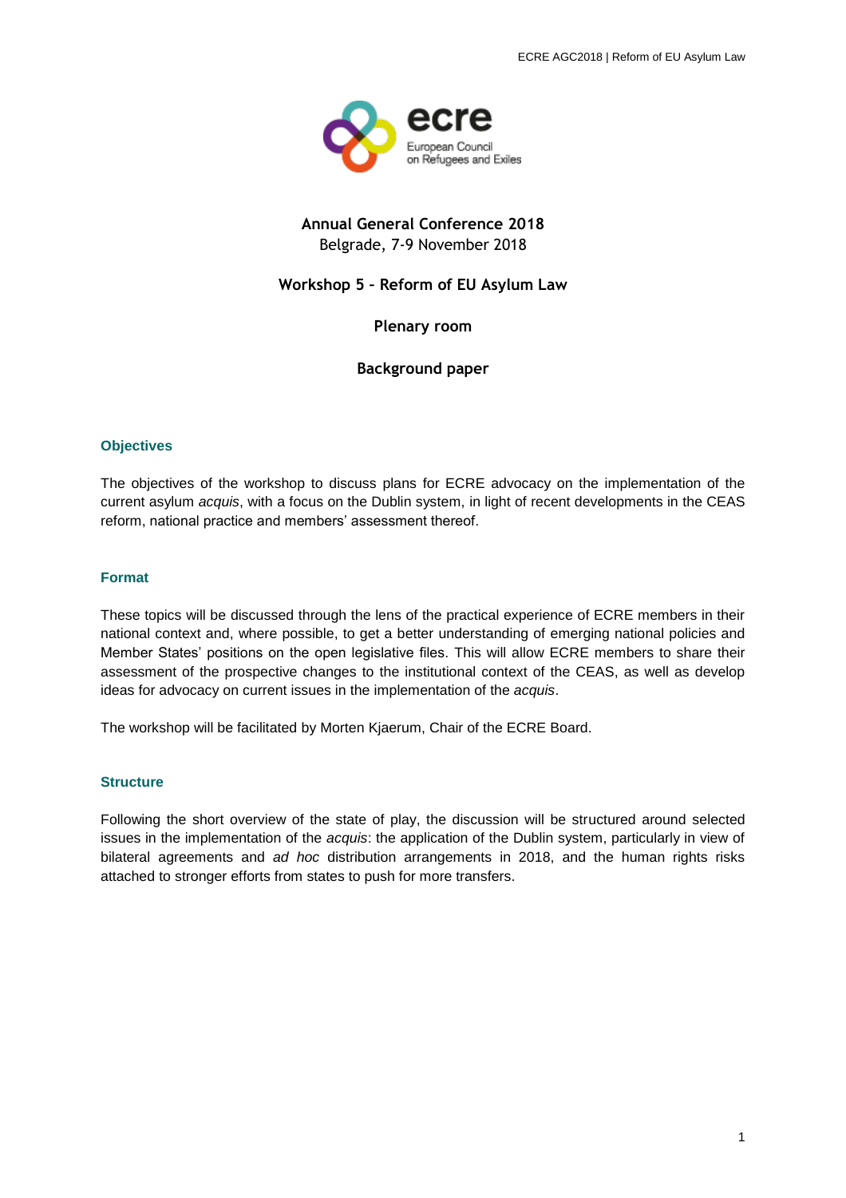# Annual General Conference 2018

Belgrade, 7-9 November 2018

## Workshop 5 – Reform of EU Asylum Law

**Plenary room**

**Background paper**

### Objectives

The objectives of the workshop to discuss plans for ECRE advocacy on the implementation of the current asylum *acquis*, with a focus on the Dublin system, in light of recent developments in the CEAS reform, national practice and members' assessment thereof.

### Format

These topics will be discussed through the lens of the practical experience of ECRE members in their national context and, where possible, to get a better understanding of emerging national policies and Member States' positions on the open legislative files. This will allow ECRE members to share their assessment of the prospective changes to the institutional context of the CEAS, as well as develop ideas for advocacy on current issues in the implementation of the *acquis*.

The workshop will be facilitated by Morten Kjaerum, Chair of the ECRE Board.

### Structure

Following the short overview of the state of play, the discussion will be structured around selected issues in the implementation of the *acquis*: the application of the Dublin system, particularly in view of bilateral agreements and *ad hoc* distribution arrangements in 2018, and the human rights risks attached to stronger efforts from states to push for more transfers.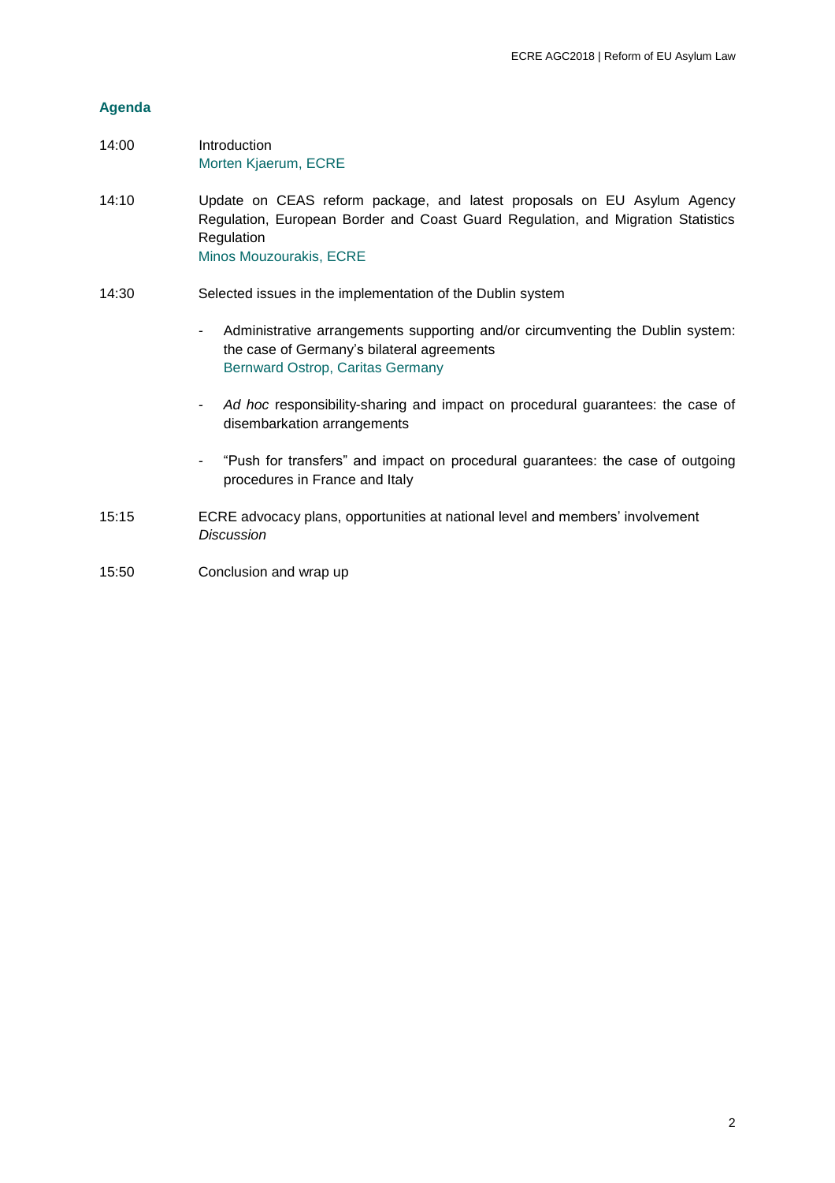## Agenda

14:00 Introduction
Morten Kjaerum, ECRE

14:10 Update on CEAS reform package, and latest proposals on EU Asylum Agency Regulation, European Border and Coast Guard Regulation, and Migration Statistics Regulation
Minos Mouzourakis, ECRE

14:30 Selected issues in the implementation of the Dublin system

- Administrative arrangements supporting and/or circumventing the Dublin system: the case of Germany's bilateral agreements
  Bernward Ostrop, Caritas Germany

- *Ad hoc* responsibility-sharing and impact on procedural guarantees: the case of disembarkation arrangements

- "Push for transfers" and impact on procedural guarantees: the case of outgoing procedures in France and Italy

15:15 ECRE advocacy plans, opportunities at national level and members' involvement
*Discussion*

15:50 Conclusion and wrap up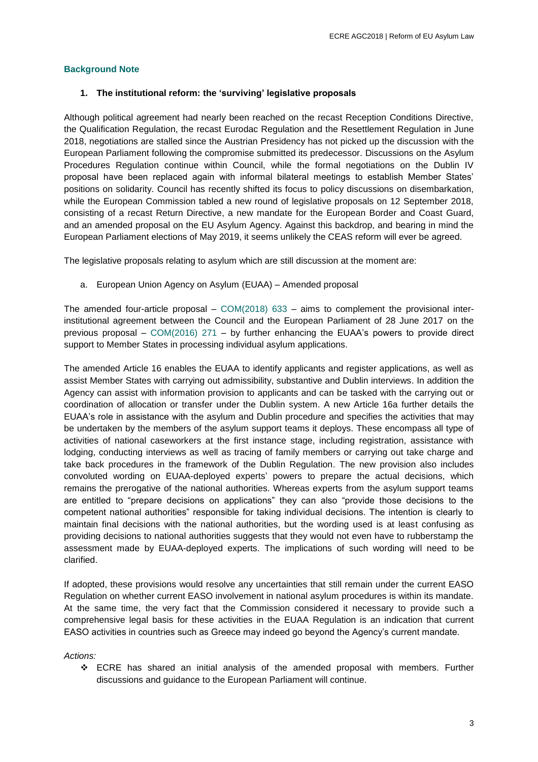## Background Note

### 1. The institutional reform: the 'surviving' legislative proposals

Although political agreement had nearly been reached on the recast Reception Conditions Directive, the Qualification Regulation, the recast Eurodac Regulation and the Resettlement Regulation in June 2018, negotiations are stalled since the Austrian Presidency has not picked up the discussion with the European Parliament following the compromise submitted its predecessor. Discussions on the Asylum Procedures Regulation continue within Council, while the formal negotiations on the Dublin IV proposal have been replaced again with informal bilateral meetings to establish Member States' positions on solidarity. Council has recently shifted its focus to policy discussions on disembarkation, while the European Commission tabled a new round of legislative proposals on 12 September 2018, consisting of a recast Return Directive, a new mandate for the European Border and Coast Guard, and an amended proposal on the EU Asylum Agency. Against this backdrop, and bearing in mind the European Parliament elections of May 2019, it seems unlikely the CEAS reform will ever be agreed.

The legislative proposals relating to asylum which are still discussion at the moment are:

a. European Union Agency on Asylum (EUAA) – Amended proposal

The amended four-article proposal – COM(2018) 633 – aims to complement the provisional inter-institutional agreement between the Council and the European Parliament of 28 June 2017 on the previous proposal – COM(2016) 271 – by further enhancing the EUAA's powers to provide direct support to Member States in processing individual asylum applications.

The amended Article 16 enables the EUAA to identify applicants and register applications, as well as assist Member States with carrying out admissibility, substantive and Dublin interviews. In addition the Agency can assist with information provision to applicants and can be tasked with the carrying out or coordination of allocation or transfer under the Dublin system. A new Article 16a further details the EUAA's role in assistance with the asylum and Dublin procedure and specifies the activities that may be undertaken by the members of the asylum support teams it deploys. These encompass all type of activities of national caseworkers at the first instance stage, including registration, assistance with lodging, conducting interviews as well as tracing of family members or carrying out take charge and take back procedures in the framework of the Dublin Regulation. The new provision also includes convoluted wording on EUAA-deployed experts' powers to prepare the actual decisions, which remains the prerogative of the national authorities. Whereas experts from the asylum support teams are entitled to "prepare decisions on applications" they can also "provide those decisions to the competent national authorities" responsible for taking individual decisions. The intention is clearly to maintain final decisions with the national authorities, but the wording used is at least confusing as providing decisions to national authorities suggests that they would not even have to rubberstamp the assessment made by EUAA-deployed experts. The implications of such wording will need to be clarified.

If adopted, these provisions would resolve any uncertainties that still remain under the current EASO Regulation on whether current EASO involvement in national asylum procedures is within its mandate. At the same time, the very fact that the Commission considered it necessary to provide such a comprehensive legal basis for these activities in the EUAA Regulation is an indication that current EASO activities in countries such as Greece may indeed go beyond the Agency's current mandate.

*Actions:*

- ECRE has shared an initial analysis of the amended proposal with members. Further discussions and guidance to the European Parliament will continue.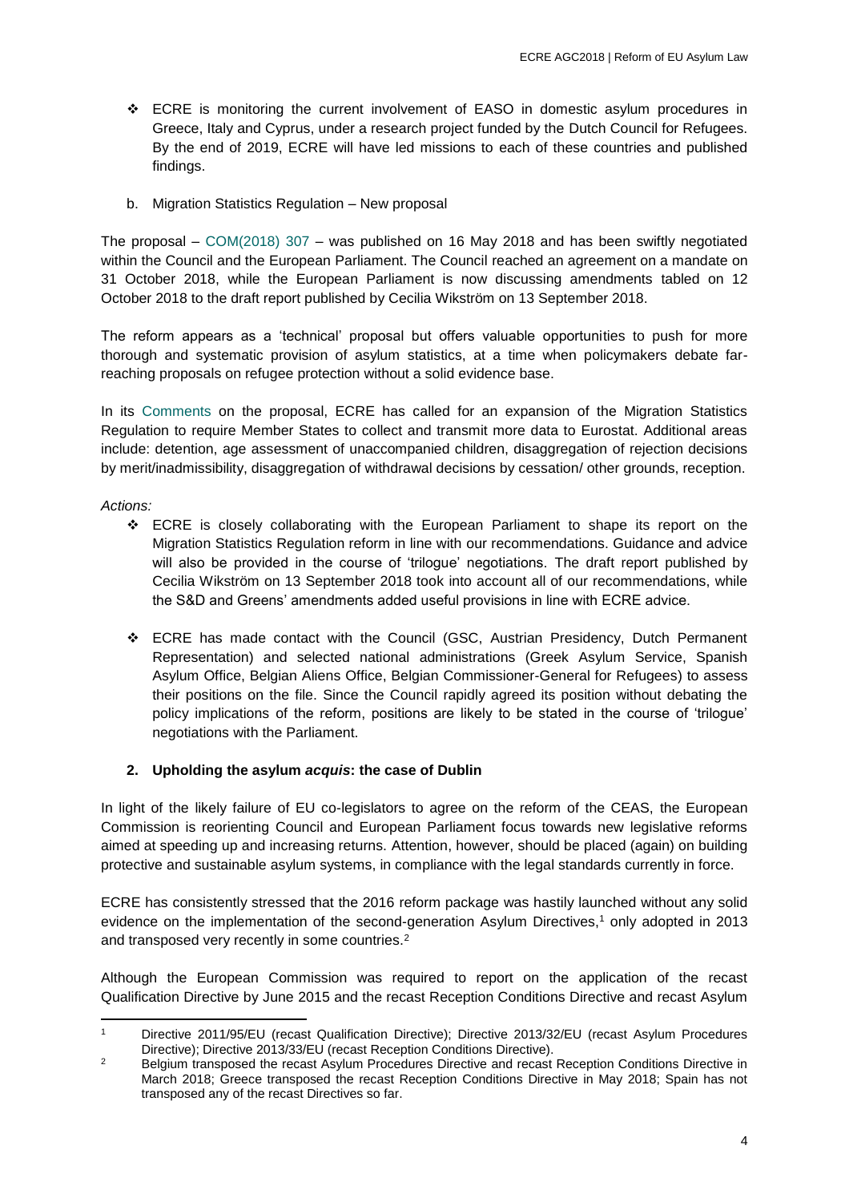- ❖ ECRE is monitoring the current involvement of EASO in domestic asylum procedures in Greece, Italy and Cyprus, under a research project funded by the Dutch Council for Refugees. By the end of 2019, ECRE will have led missions to each of these countries and published findings.

b. Migration Statistics Regulation – New proposal

The proposal – COM(2018) 307 – was published on 16 May 2018 and has been swiftly negotiated within the Council and the European Parliament. The Council reached an agreement on a mandate on 31 October 2018, while the European Parliament is now discussing amendments tabled on 12 October 2018 to the draft report published by Cecilia Wikström on 13 September 2018.

The reform appears as a 'technical' proposal but offers valuable opportunities to push for more thorough and systematic provision of asylum statistics, at a time when policymakers debate far-reaching proposals on refugee protection without a solid evidence base.

In its Comments on the proposal, ECRE has called for an expansion of the Migration Statistics Regulation to require Member States to collect and transmit more data to Eurostat. Additional areas include: detention, age assessment of unaccompanied children, disaggregation of rejection decisions by merit/inadmissibility, disaggregation of withdrawal decisions by cessation/ other grounds, reception.

*Actions:*

- ❖ ECRE is closely collaborating with the European Parliament to shape its report on the Migration Statistics Regulation reform in line with our recommendations. Guidance and advice will also be provided in the course of 'trilogue' negotiations. The draft report published by Cecilia Wikström on 13 September 2018 took into account all of our recommendations, while the S&D and Greens' amendments added useful provisions in line with ECRE advice.
- ❖ ECRE has made contact with the Council (GSC, Austrian Presidency, Dutch Permanent Representation) and selected national administrations (Greek Asylum Service, Spanish Asylum Office, Belgian Aliens Office, Belgian Commissioner-General for Refugees) to assess their positions on the file. Since the Council rapidly agreed its position without debating the policy implications of the reform, positions are likely to be stated in the course of 'trilogue' negotiations with the Parliament.

## 2. Upholding the asylum *acquis*: the case of Dublin

In light of the likely failure of EU co-legislators to agree on the reform of the CEAS, the European Commission is reorienting Council and European Parliament focus towards new legislative reforms aimed at speeding up and increasing returns. Attention, however, should be placed (again) on building protective and sustainable asylum systems, in compliance with the legal standards currently in force.

ECRE has consistently stressed that the 2016 reform package was hastily launched without any solid evidence on the implementation of the second-generation Asylum Directives,[1] only adopted in 2013 and transposed very recently in some countries.[2]

Although the European Commission was required to report on the application of the recast Qualification Directive by June 2015 and the recast Reception Conditions Directive and recast Asylum

---

[1] Directive 2011/95/EU (recast Qualification Directive); Directive 2013/32/EU (recast Asylum Procedures Directive); Directive 2013/33/EU (recast Reception Conditions Directive).

[2] Belgium transposed the recast Asylum Procedures Directive and recast Reception Conditions Directive in March 2018; Greece transposed the recast Reception Conditions Directive in May 2018; Spain has not transposed any of the recast Directives so far.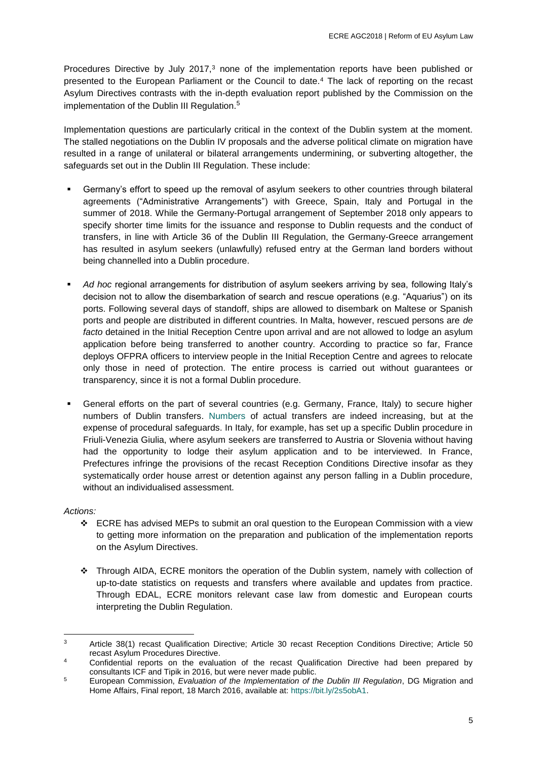Procedures Directive by July 2017,[3] none of the implementation reports have been published or presented to the European Parliament or the Council to date.[4] The lack of reporting on the recast Asylum Directives contrasts with the in-depth evaluation report published by the Commission on the implementation of the Dublin III Regulation.[5]

Implementation questions are particularly critical in the context of the Dublin system at the moment. The stalled negotiations on the Dublin IV proposals and the adverse political climate on migration have resulted in a range of unilateral or bilateral arrangements undermining, or subverting altogether, the safeguards set out in the Dublin III Regulation. These include:

- Germany's effort to speed up the removal of asylum seekers to other countries through bilateral agreements ("Administrative Arrangements") with Greece, Spain, Italy and Portugal in the summer of 2018. While the Germany-Portugal arrangement of September 2018 only appears to specify shorter time limits for the issuance and response to Dublin requests and the conduct of transfers, in line with Article 36 of the Dublin III Regulation, the Germany-Greece arrangement has resulted in asylum seekers (unlawfully) refused entry at the German land borders without being channelled into a Dublin procedure.

- *Ad hoc* regional arrangements for distribution of asylum seekers arriving by sea, following Italy's decision not to allow the disembarkation of search and rescue operations (e.g. "Aquarius") on its ports. Following several days of standoff, ships are allowed to disembark on Maltese or Spanish ports and people are distributed in different countries. In Malta, however, rescued persons are *de facto* detained in the Initial Reception Centre upon arrival and are not allowed to lodge an asylum application before being transferred to another country. According to practice so far, France deploys OFPRA officers to interview people in the Initial Reception Centre and agrees to relocate only those in need of protection. The entire process is carried out without guarantees or transparency, since it is not a formal Dublin procedure.

- General efforts on the part of several countries (e.g. Germany, France, Italy) to secure higher numbers of Dublin transfers. Numbers of actual transfers are indeed increasing, but at the expense of procedural safeguards. In Italy, for example, has set up a specific Dublin procedure in Friuli-Venezia Giulia, where asylum seekers are transferred to Austria or Slovenia without having had the opportunity to lodge their asylum application and to be interviewed. In France, Prefectures infringe the provisions of the recast Reception Conditions Directive insofar as they systematically order house arrest or detention against any person falling in a Dublin procedure, without an individualised assessment.

*Actions:*

- ECRE has advised MEPs to submit an oral question to the European Commission with a view to getting more information on the preparation and publication of the implementation reports on the Asylum Directives.

- Through AIDA, ECRE monitors the operation of the Dublin system, namely with collection of up-to-date statistics on requests and transfers where available and updates from practice. Through EDAL, ECRE monitors relevant case law from domestic and European courts interpreting the Dublin Regulation.

---

[3] Article 38(1) recast Qualification Directive; Article 30 recast Reception Conditions Directive; Article 50 recast Asylum Procedures Directive.

[4] Confidential reports on the evaluation of the recast Qualification Directive had been prepared by consultants ICF and Tipik in 2016, but were never made public.

[5] European Commission, *Evaluation of the Implementation of the Dublin III Regulation*, DG Migration and Home Affairs, Final report, 18 March 2016, available at: https://bit.ly/2s5obA1.